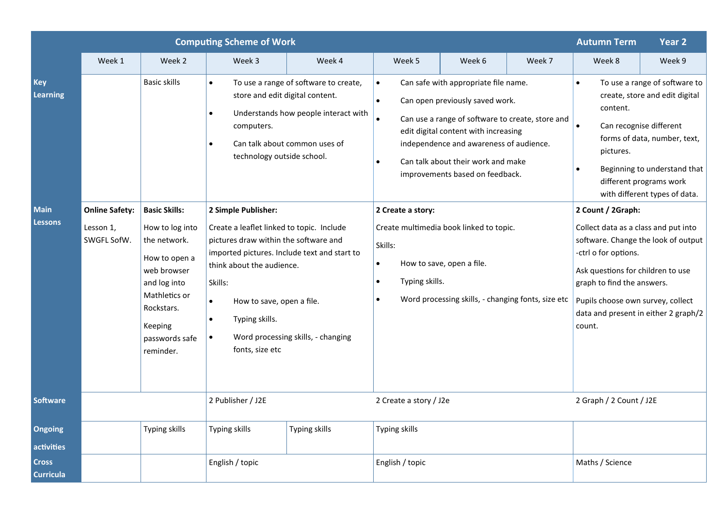| Computing Scheme of Work | | | | | | | Autumn Term | Year 2 |
|---|---|---|---|---|---|---|---|---|
| | Week 1 | Week 2 | Week 3 | Week 4 | Week 5 | Week 6 | Week 7 | Week 8 | Week 9 |
| **Key Learning** | | Basic skills | • To use a range of software to create, store and edit digital content.<br>• Understands how people interact with computers.<br>• Can talk about common uses of technology outside school. | | • Can safe with appropriate file name.<br>• Can open previously saved work.<br>• Can use a range of software to create, store and edit digital content with increasing independence and awareness of audience.<br>• Can talk about their work and make improvements based on feedback. | | | • To use a range of software to create, store and edit digital content.<br>• Can recognise different forms of data, number, text, pictures.<br>• Beginning to understand that different programs work with different types of data. | |
| **Main Lessons** | **Online Safety:**<br>Lesson 1, SWGFL SofW. | **Basic Skills:**<br>How to log into the network.<br>How to open a web browser and log into Mathletics or Rockstars.<br>Keeping passwords safe reminder. | **2 Simple Publisher:**<br>Create a leaflet linked to topic. Include pictures draw within the software and imported pictures. Include text and start to think about the audience.<br>Skills:<br>• How to save, open a file.<br>• Typing skills.<br>• Word processing skills, - changing fonts, size etc | | **2 Create a story:**<br>Create multimedia book linked to topic.<br>Skills:<br>• How to save, open a file.<br>• Typing skills.<br>• Word processing skills, - changing fonts, size etc | | | **2 Count / 2Graph:**<br>Collect data as a class and put into software. Change the look of output -ctrl o for options.<br>Ask questions for children to use graph to find the answers.<br>Pupils choose own survey, collect data and present in either 2 graph/2 count. | |
| **Software** | | | 2 Publisher / J2E | | 2 Create a story / J2e | | | 2 Graph / 2 Count / J2E | |
| **Ongoing activities** | | Typing skills | Typing skills | Typing skills | Typing skills | | | | |
| **Cross Curricula** | | | English / topic | | English / topic | | | Maths / Science | |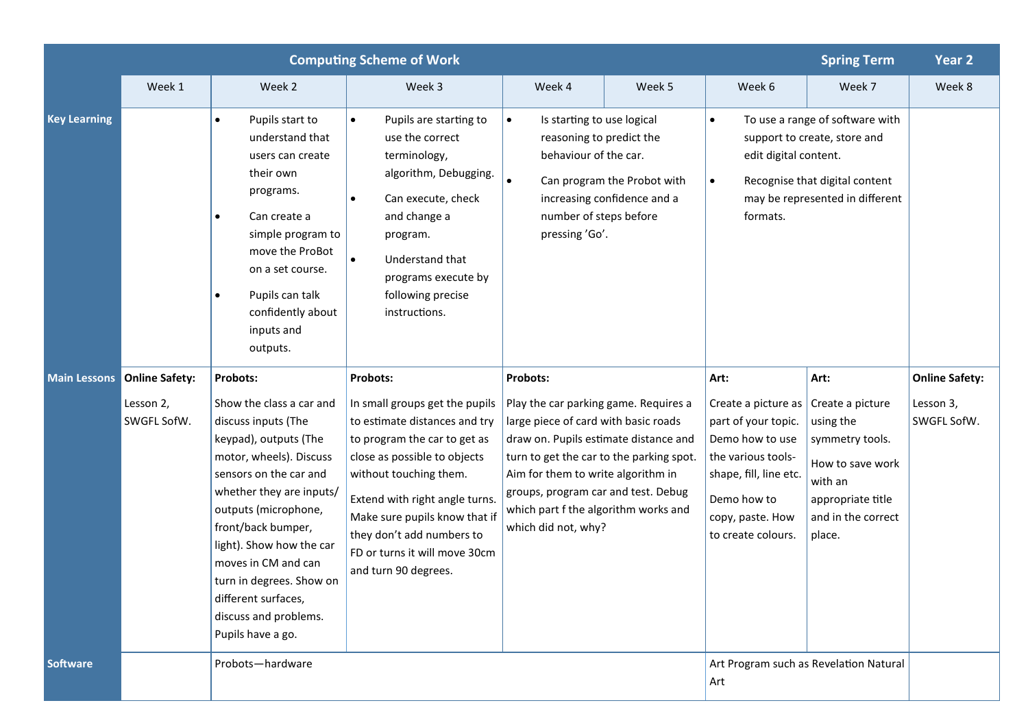| Computing Scheme of Work | | | | | | | Spring Term | Year 2 |
|---|---|---|---|---|---|---|---|---|
| | Week 1 | Week 2 | Week 3 | Week 4 | Week 5 | Week 6 | Week 7 | Week 8 |
| **Key Learning** | | • Pupils start to understand that users can create their own programs.<br>• Can create a simple program to move the ProBot on a set course.<br>• Pupils can talk confidently about inputs and outputs. | • Pupils are starting to use the correct terminology, algorithm, Debugging.<br>• Can execute, check and change a program.<br>• Understand that programs execute by following precise instructions. | • Is starting to use logical reasoning to predict the behaviour of the car.<br>• Can program the Probot with increasing confidence and a number of steps before pressing 'Go'. | | • To use a range of software with support to create, store and edit digital content.<br>• Recognise that digital content may be represented in different formats. | | |
| **Main Lessons** | **Online Safety:**<br>Lesson 2, SWGFL SofW. | **Probots:**<br>Show the class a car and discuss inputs (The keypad), outputs (The motor, wheels). Discuss sensors on the car and whether they are inputs/ outputs (microphone, front/back bumper, light). Show how the car moves in CM and can turn in degrees. Show on different surfaces, discuss and problems. Pupils have a go. | **Probots:**<br>In small groups get the pupils to estimate distances and try to program the car to get as close as possible to objects without touching them.<br>Extend with right angle turns. Make sure pupils know that if they don't add numbers to FD or turns it will move 30cm and turn 90 degrees. | **Probots:**<br>Play the car parking game. Requires a large piece of card with basic roads draw on. Pupils estimate distance and turn to get the car to the parking spot. Aim for them to write algorithm in groups, program car and test. Debug which part f the algorithm works and which did not, why? | | **Art:**<br>Create a picture as part of your topic. Demo how to use the various tools- shape, fill, line etc.<br>Demo how to copy, paste. How to create colours. | **Art:**<br>Create a picture using the symmetry tools.<br>How to save work with an appropriate title and in the correct place. | **Online Safety:**<br>Lesson 3, SWGFL SofW. |
| **Software** | | Probots—hardware | | | | Art Program such as Revelation Natural Art | | |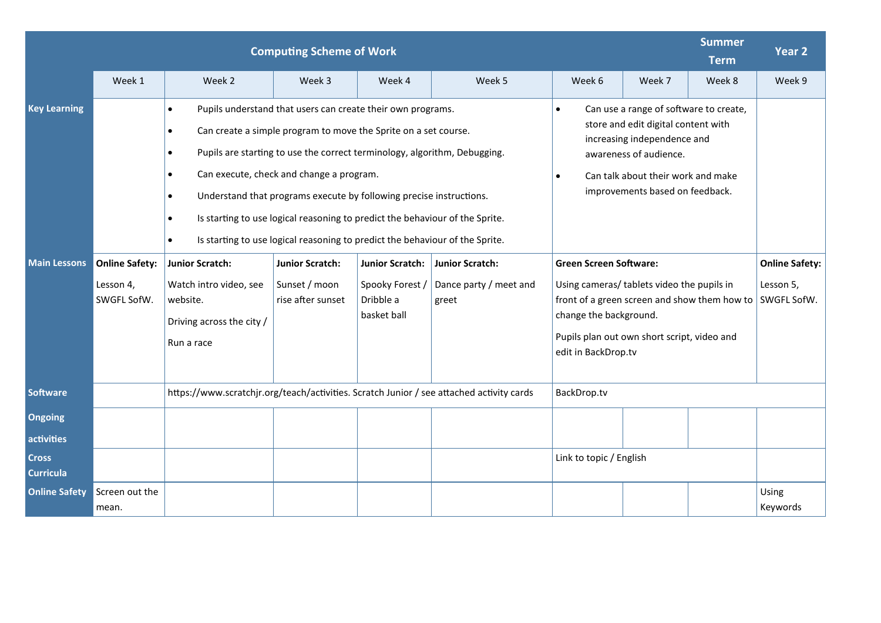| | Computing Scheme of Work | | | | | | | Summer Term | Year 2 |
|---|---|---|---|---|---|---|---|---|---|
| | Week 1 | Week 2 | Week 3 | Week 4 | Week 5 | Week 6 | Week 7 | Week 8 | Week 9 |
| **Key Learning** | | • Pupils understand that users can create their own programs.<br>• Can create a simple program to move the Sprite on a set course.<br>• Pupils are starting to use the correct terminology, algorithm, Debugging.<br>• Can execute, check and change a program.<br>• Understand that programs execute by following precise instructions.<br>• Is starting to use logical reasoning to predict the behaviour of the Sprite.<br>• Is starting to use logical reasoning to predict the behaviour of the Sprite. | | | | • Can use a range of software to create, store and edit digital content with increasing independence and awareness of audience.<br>• Can talk about their work and make improvements based on feedback. | | | |
| **Main Lessons** | **Online Safety:**<br>Lesson 4, SWGFL SofW. | **Junior Scratch:**<br>Watch intro video, see website.<br>Driving across the city / Run a race | **Junior Scratch:**<br>Sunset / moon rise after sunset | **Junior Scratch:**<br>Spooky Forest / Dribble a basket ball | **Junior Scratch:**<br>Dance party / meet and greet | **Green Screen Software:**<br>Using cameras/ tablets video the pupils in front of a green screen and show them how to change the background.<br>Pupils plan out own short script, video and edit in BackDrop.tv | | | **Online Safety:**<br>Lesson 5, SWGFL SofW. |
| **Software** | | https://www.scratchjr.org/teach/activities. Scratch Junior / see attached activity cards | | | | BackDrop.tv | | | |
| **Ongoing activities** | | | | | | | | | |
| **Cross Curricula** | | | | | | Link to topic / English | | | |
| **Online Safety** | Screen out the mean. | | | | | | | | Using Keywords |